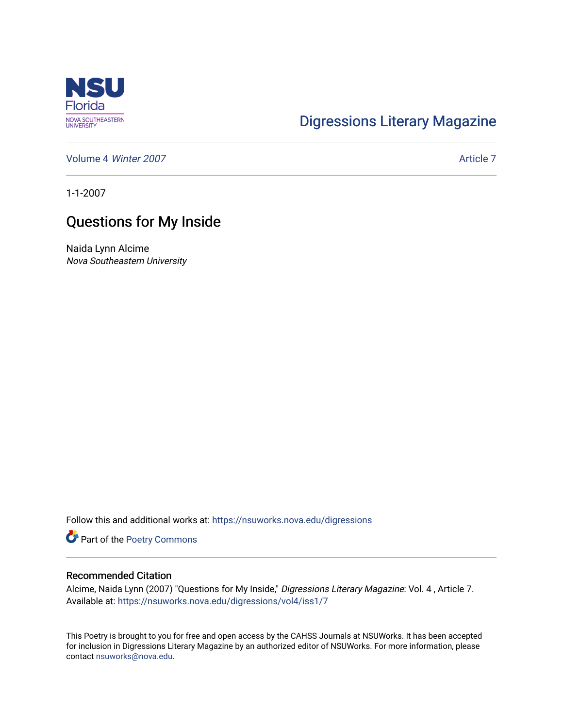NSU Florida
NOVA SOUTHEASTERN UNIVERSITY

Digressions Literary Magazine

Volume 4 *Winter 2007* Article 7

1-1-2007

# Questions for My Inside

Naida Lynn Alcime
*Nova Southeastern University*

Follow this and additional works at: https://nsuworks.nova.edu/digressions

Part of the Poetry Commons

## Recommended Citation

Alcime, Naida Lynn (2007) "Questions for My Inside," *Digressions Literary Magazine*: Vol. 4 , Article 7.
Available at: https://nsuworks.nova.edu/digressions/vol4/iss1/7

This Poetry is brought to you for free and open access by the CAHSS Journals at NSUWorks. It has been accepted for inclusion in Digressions Literary Magazine by an authorized editor of NSUWorks. For more information, please contact nsuworks@nova.edu.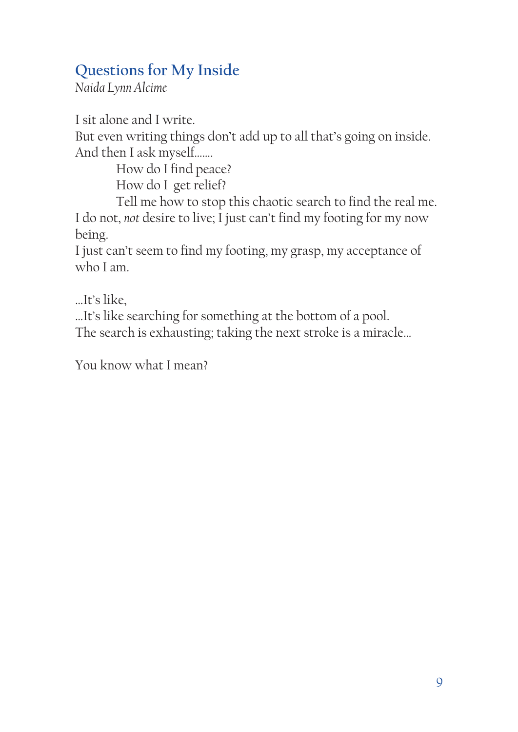## Questions for My Inside

*Naida Lynn Alcime*

I sit alone and I write.  
But even writing things don't add up to all that's going on inside.  
And then I ask myself…….

> How do I find peace?  
> How do I get relief?  
> Tell me how to stop this chaotic search to find the real me.

I do not, *not* desire to live; I just can't find my footing for my now being.  
I just can't seem to find my footing, my grasp, my acceptance of who I am.

…It's like,  
…It's like searching for something at the bottom of a pool.  
The search is exhausting; taking the next stroke is a miracle…

You know what I mean?